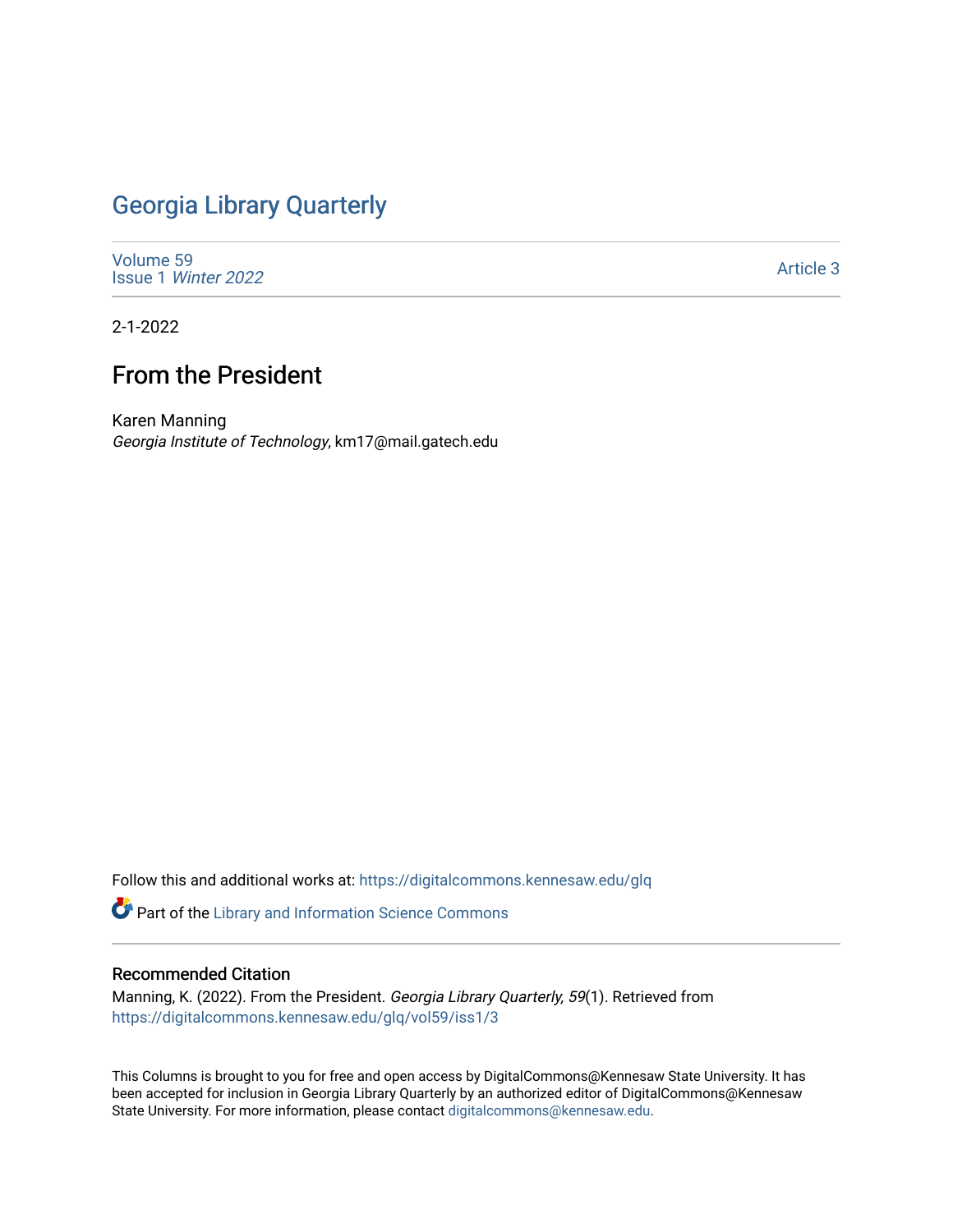# Georgia Library Quarterly

Volume 59
Issue 1 *Winter 2022*

Article 3

2-1-2022

## From the President

Karen Manning
*Georgia Institute of Technology*, km17@mail.gatech.edu

Follow this and additional works at: https://digitalcommons.kennesaw.edu/glq

Part of the Library and Information Science Commons

### Recommended Citation

Manning, K. (2022). From the President. *Georgia Library Quarterly, 59*(1). Retrieved from https://digitalcommons.kennesaw.edu/glq/vol59/iss1/3

This Columns is brought to you for free and open access by DigitalCommons@Kennesaw State University. It has been accepted for inclusion in Georgia Library Quarterly by an authorized editor of DigitalCommons@Kennesaw State University. For more information, please contact digitalcommons@kennesaw.edu.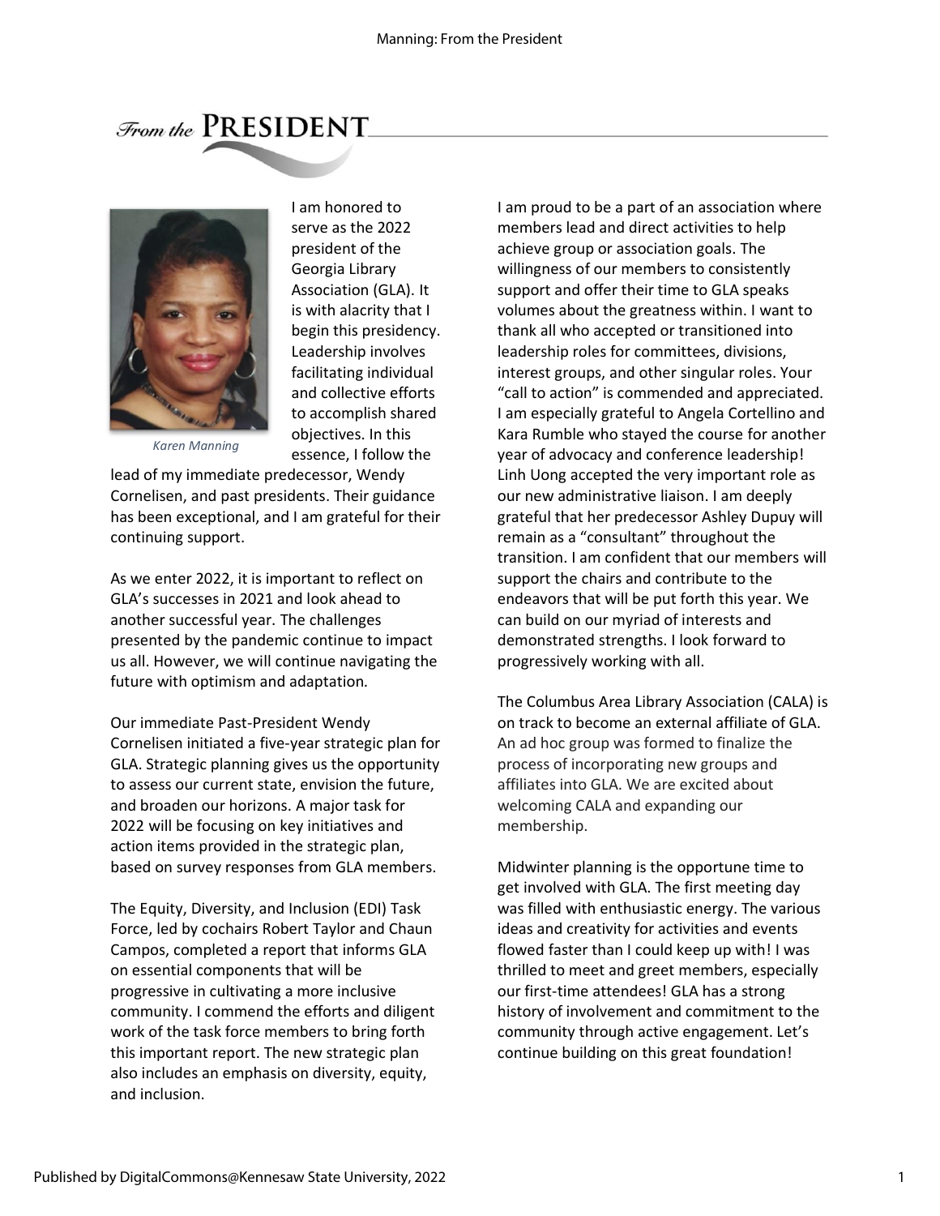## From the PRESIDENT

Karen Manning

I am honored to serve as the 2022 president of the Georgia Library Association (GLA). It is with alacrity that I begin this presidency. Leadership involves facilitating individual and collective efforts to accomplish shared objectives. In this essence, I follow the lead of my immediate predecessor, Wendy Cornelisen, and past presidents. Their guidance has been exceptional, and I am grateful for their continuing support.

As we enter 2022, it is important to reflect on GLA's successes in 2021 and look ahead to another successful year. The challenges presented by the pandemic continue to impact us all. However, we will continue navigating the future with optimism and adaptation.

Our immediate Past-President Wendy Cornelisen initiated a five-year strategic plan for GLA. Strategic planning gives us the opportunity to assess our current state, envision the future, and broaden our horizons. A major task for 2022 will be focusing on key initiatives and action items provided in the strategic plan, based on survey responses from GLA members.

The Equity, Diversity, and Inclusion (EDI) Task Force, led by cochairs Robert Taylor and Chaun Campos, completed a report that informs GLA on essential components that will be progressive in cultivating a more inclusive community. I commend the efforts and diligent work of the task force members to bring forth this important report. The new strategic plan also includes an emphasis on diversity, equity, and inclusion.

I am proud to be a part of an association where members lead and direct activities to help achieve group or association goals. The willingness of our members to consistently support and offer their time to GLA speaks volumes about the greatness within. I want to thank all who accepted or transitioned into leadership roles for committees, divisions, interest groups, and other singular roles. Your "call to action" is commended and appreciated. I am especially grateful to Angela Cortellino and Kara Rumble who stayed the course for another year of advocacy and conference leadership! Linh Uong accepted the very important role as our new administrative liaison. I am deeply grateful that her predecessor Ashley Dupuy will remain as a "consultant" throughout the transition. I am confident that our members will support the chairs and contribute to the endeavors that will be put forth this year. We can build on our myriad of interests and demonstrated strengths. I look forward to progressively working with all.

The Columbus Area Library Association (CALA) is on track to become an external affiliate of GLA. An ad hoc group was formed to finalize the process of incorporating new groups and affiliates into GLA. We are excited about welcoming CALA and expanding our membership.

Midwinter planning is the opportune time to get involved with GLA. The first meeting day was filled with enthusiastic energy. The various ideas and creativity for activities and events flowed faster than I could keep up with! I was thrilled to meet and greet members, especially our first-time attendees! GLA has a strong history of involvement and commitment to the community through active engagement. Let's continue building on this great foundation!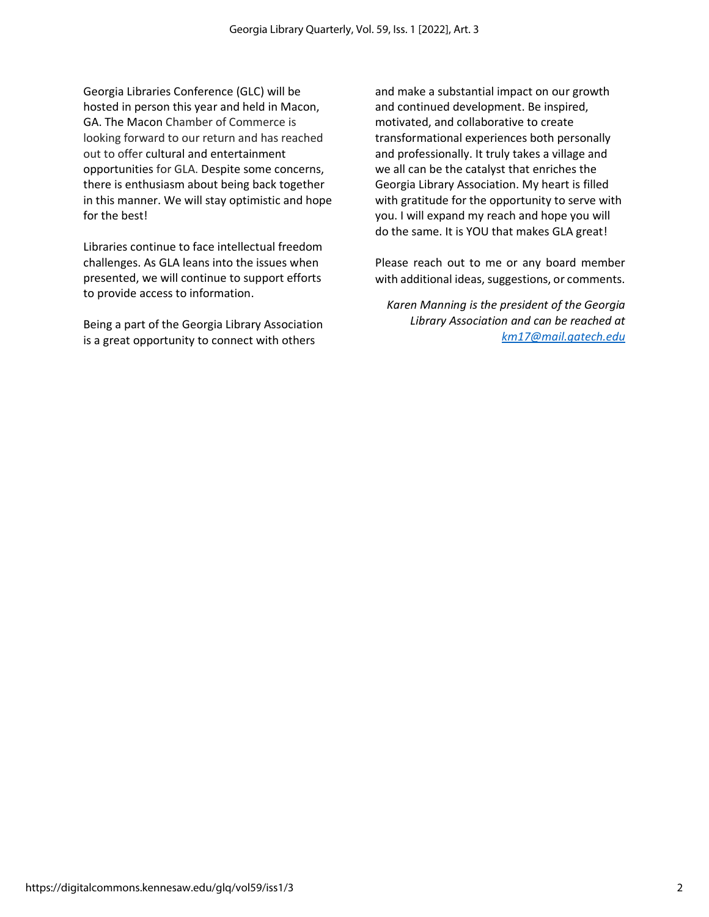Georgia Libraries Conference (GLC) will be hosted in person this year and held in Macon, GA. The Macon Chamber of Commerce is looking forward to our return and has reached out to offer cultural and entertainment opportunities for GLA. Despite some concerns, there is enthusiasm about being back together in this manner. We will stay optimistic and hope for the best!

Libraries continue to face intellectual freedom challenges. As GLA leans into the issues when presented, we will continue to support efforts to provide access to information.

Being a part of the Georgia Library Association is a great opportunity to connect with others and make a substantial impact on our growth and continued development. Be inspired, motivated, and collaborative to create transformational experiences both personally and professionally. It truly takes a village and we all can be the catalyst that enriches the Georgia Library Association. My heart is filled with gratitude for the opportunity to serve with you. I will expand my reach and hope you will do the same. It is YOU that makes GLA great!

Please reach out to me or any board member with additional ideas, suggestions, or comments.

*Karen Manning is the president of the Georgia Library Association and can be reached at [km17@mail.gatech.edu](mailto:km17@mail.gatech.edu)*